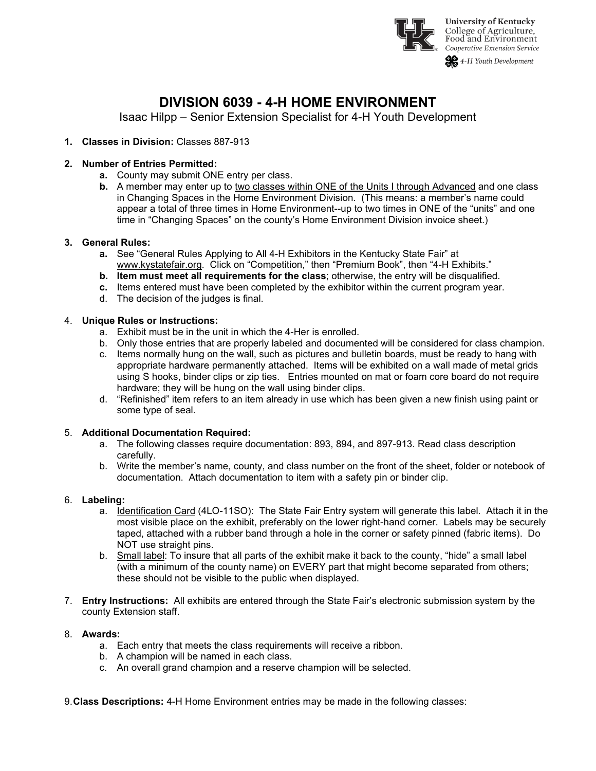University of Kentucky
College of Agriculture, Food and Environment
Cooperative Extension Service
4-H Youth Development

# DIVISION 6039 - 4-H HOME ENVIRONMENT

Isaac Hilpp – Senior Extension Specialist for 4-H Youth Development

1. **Classes in Division:** Classes 887-913

2. **Number of Entries Permitted:**
   - **a.** County may submit ONE entry per class.
   - **b.** A member may enter up to two classes within ONE of the Units I through Advanced and one class in Changing Spaces in the Home Environment Division. (This means: a member's name could appear a total of three times in Home Environment--up to two times in ONE of the "units" and one time in "Changing Spaces" on the county's Home Environment Division invoice sheet.)

3. **General Rules:**
   - **a.** See "General Rules Applying to All 4-H Exhibitors in the Kentucky State Fair" at www.kystatefair.org. Click on "Competition," then "Premium Book", then "4-H Exhibits."
   - **b. Item must meet all requirements for the class**; otherwise, the entry will be disqualified.
   - **c.** Items entered must have been completed by the exhibitor within the current program year.
   - d. The decision of the judges is final.

4. **Unique Rules or Instructions:**
   - a. Exhibit must be in the unit in which the 4-Her is enrolled.
   - b. Only those entries that are properly labeled and documented will be considered for class champion.
   - c. Items normally hung on the wall, such as pictures and bulletin boards, must be ready to hang with appropriate hardware permanently attached. Items will be exhibited on a wall made of metal grids using S hooks, binder clips or zip ties. Entries mounted on mat or foam core board do not require hardware; they will be hung on the wall using binder clips.
   - d. "Refinished" item refers to an item already in use which has been given a new finish using paint or some type of seal.

5. **Additional Documentation Required:**
   - a. The following classes require documentation: 893, 894, and 897-913. Read class description carefully.
   - b. Write the member's name, county, and class number on the front of the sheet, folder or notebook of documentation. Attach documentation to item with a safety pin or binder clip.

6. **Labeling:**
   - a. Identification Card (4LO-11SO): The State Fair Entry system will generate this label. Attach it in the most visible place on the exhibit, preferably on the lower right-hand corner. Labels may be securely taped, attached with a rubber band through a hole in the corner or safety pinned (fabric items). Do NOT use straight pins.
   - b. Small label: To insure that all parts of the exhibit make it back to the county, "hide" a small label (with a minimum of the county name) on EVERY part that might become separated from others; these should not be visible to the public when displayed.

7. **Entry Instructions:** All exhibits are entered through the State Fair's electronic submission system by the county Extension staff.

8. **Awards:**
   - a. Each entry that meets the class requirements will receive a ribbon.
   - b. A champion will be named in each class.
   - c. An overall grand champion and a reserve champion will be selected.

9. **Class Descriptions:** 4-H Home Environment entries may be made in the following classes: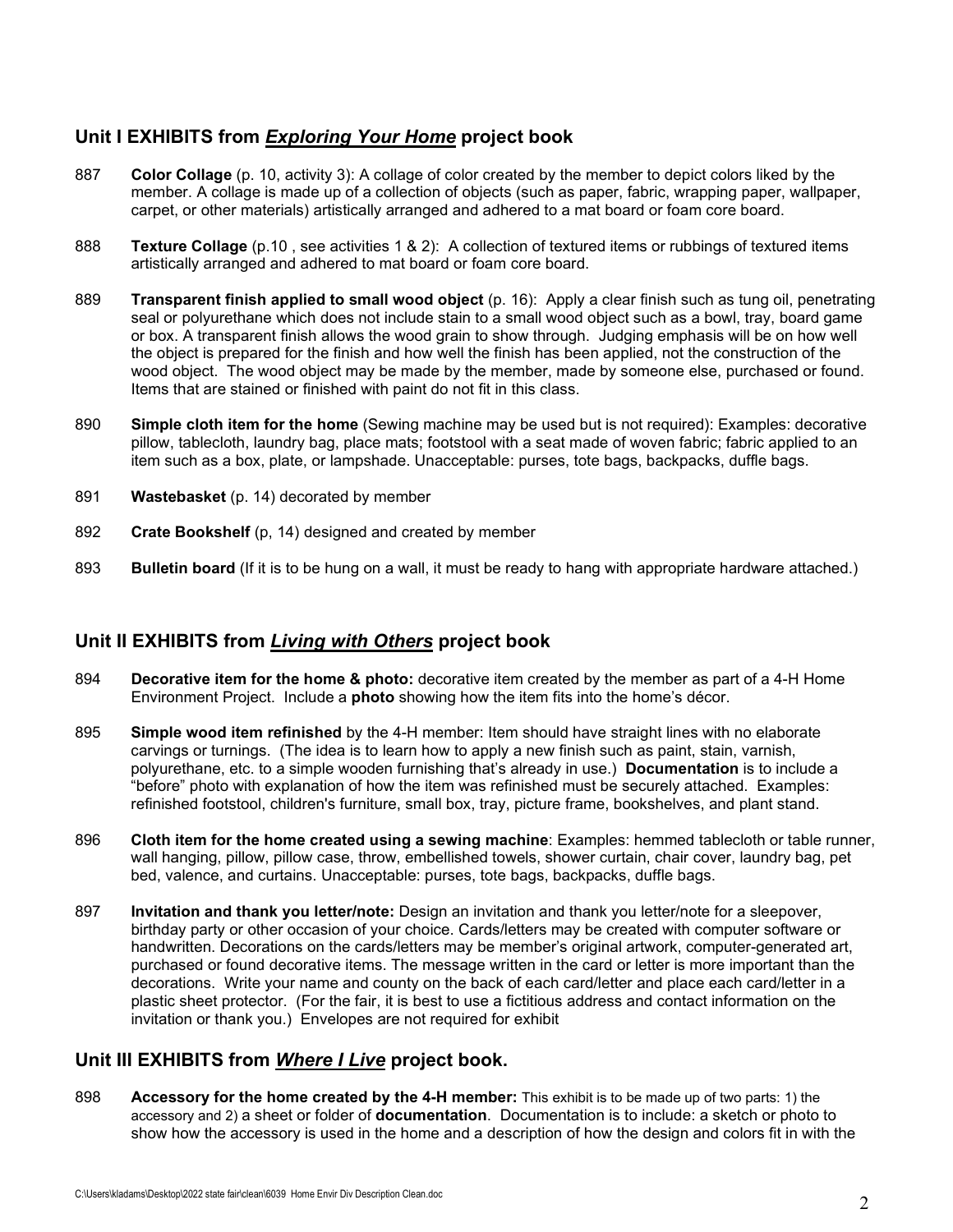## Unit I EXHIBITS from ***Exploring Your Home*** project book

887 **Color Collage** (p. 10, activity 3): A collage of color created by the member to depict colors liked by the member. A collage is made up of a collection of objects (such as paper, fabric, wrapping paper, wallpaper, carpet, or other materials) artistically arranged and adhered to a mat board or foam core board.

888 **Texture Collage** (p.10 , see activities 1 & 2): A collection of textured items or rubbings of textured items artistically arranged and adhered to mat board or foam core board.

889 **Transparent finish applied to small wood object** (p. 16): Apply a clear finish such as tung oil, penetrating seal or polyurethane which does not include stain to a small wood object such as a bowl, tray, board game or box. A transparent finish allows the wood grain to show through. Judging emphasis will be on how well the object is prepared for the finish and how well the finish has been applied, not the construction of the wood object. The wood object may be made by the member, made by someone else, purchased or found. Items that are stained or finished with paint do not fit in this class.

890 **Simple cloth item for the home** (Sewing machine may be used but is not required): Examples: decorative pillow, tablecloth, laundry bag, place mats; footstool with a seat made of woven fabric; fabric applied to an item such as a box, plate, or lampshade. Unacceptable: purses, tote bags, backpacks, duffle bags.

891 **Wastebasket** (p. 14) decorated by member

892 **Crate Bookshelf** (p, 14) designed and created by member

893 **Bulletin board** (If it is to be hung on a wall, it must be ready to hang with appropriate hardware attached.)

## Unit II EXHIBITS from ***Living with Others*** project book

894 **Decorative item for the home & photo:** decorative item created by the member as part of a 4-H Home Environment Project. Include a **photo** showing how the item fits into the home's décor.

895 **Simple wood item refinished** by the 4-H member: Item should have straight lines with no elaborate carvings or turnings. (The idea is to learn how to apply a new finish such as paint, stain, varnish, polyurethane, etc. to a simple wooden furnishing that's already in use.) **Documentation** is to include a "before" photo with explanation of how the item was refinished must be securely attached. Examples: refinished footstool, children's furniture, small box, tray, picture frame, bookshelves, and plant stand.

896 **Cloth item for the home created using a sewing machine**: Examples: hemmed tablecloth or table runner, wall hanging, pillow, pillow case, throw, embellished towels, shower curtain, chair cover, laundry bag, pet bed, valence, and curtains. Unacceptable: purses, tote bags, backpacks, duffle bags.

897 **Invitation and thank you letter/note:** Design an invitation and thank you letter/note for a sleepover, birthday party or other occasion of your choice. Cards/letters may be created with computer software or handwritten. Decorations on the cards/letters may be member's original artwork, computer-generated art, purchased or found decorative items. The message written in the card or letter is more important than the decorations. Write your name and county on the back of each card/letter and place each card/letter in a plastic sheet protector. (For the fair, it is best to use a fictitious address and contact information on the invitation or thank you.) Envelopes are not required for exhibit

## Unit III EXHIBITS from ***Where I Live*** project book.

898 **Accessory for the home created by the 4-H member:** This exhibit is to be made up of two parts: 1) the accessory and 2) a sheet or folder of **documentation**. Documentation is to include: a sketch or photo to show how the accessory is used in the home and a description of how the design and colors fit in with the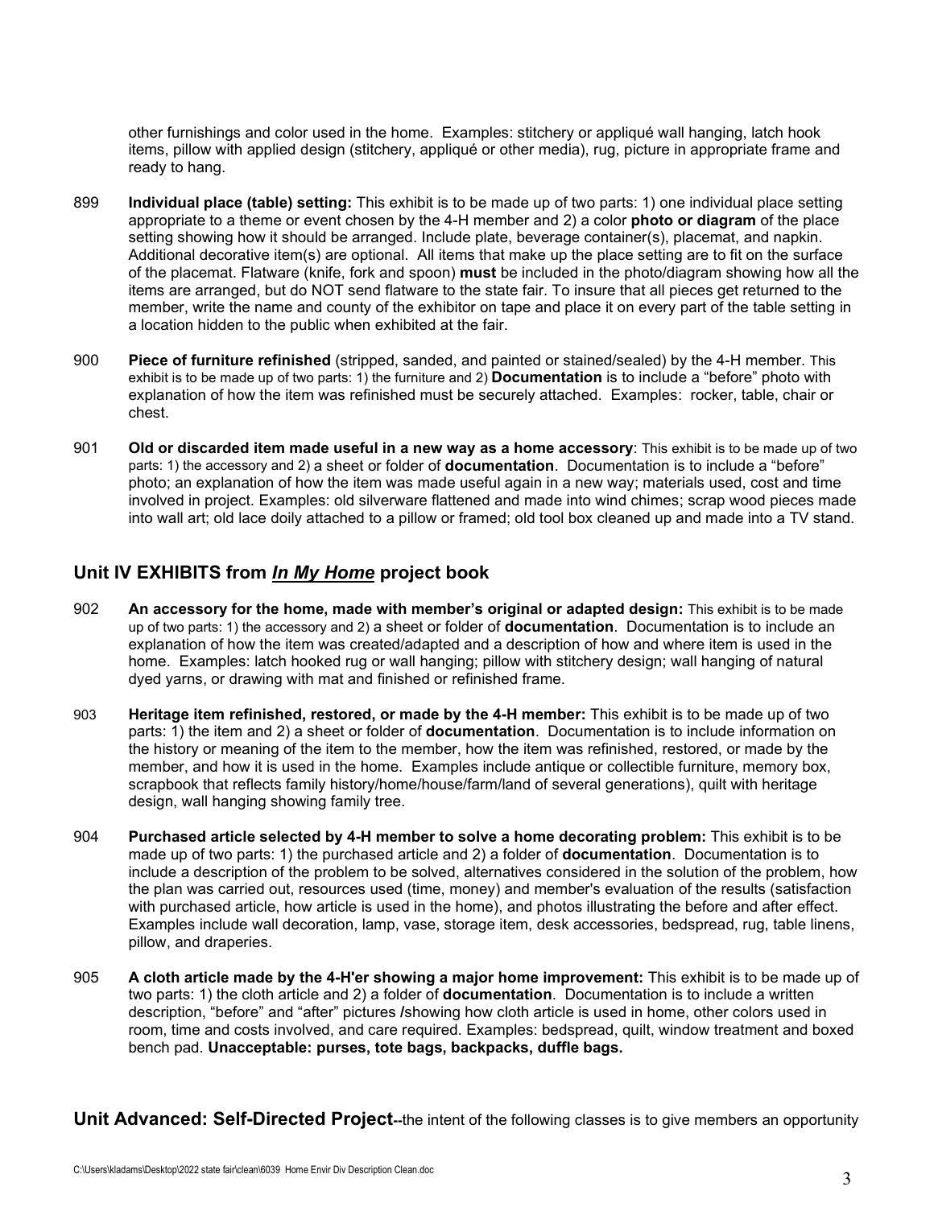other furnishings and color used in the home. Examples: stitchery or appliqué wall hanging, latch hook items, pillow with applied design (stitchery, appliqué or other media), rug, picture in appropriate frame and ready to hang.

899 **Individual place (table) setting:** This exhibit is to be made up of two parts: 1) one individual place setting appropriate to a theme or event chosen by the 4-H member and 2) a color **photo or diagram** of the place setting showing how it should be arranged. Include plate, beverage container(s), placemat, and napkin. Additional decorative item(s) are optional. All items that make up the place setting are to fit on the surface of the placemat. Flatware (knife, fork and spoon) **must** be included in the photo/diagram showing how all the items are arranged, but do NOT send flatware to the state fair. To insure that all pieces get returned to the member, write the name and county of the exhibitor on tape and place it on every part of the table setting in a location hidden to the public when exhibited at the fair.

900 **Piece of furniture refinished** (stripped, sanded, and painted or stained/sealed) by the 4-H member. This exhibit is to be made up of two parts: 1) the furniture and 2) **Documentation** is to include a "before" photo with explanation of how the item was refinished must be securely attached. Examples: rocker, table, chair or chest.

901 **Old or discarded item made useful in a new way as a home accessory**: This exhibit is to be made up of two parts: 1) the accessory and 2) a sheet or folder of **documentation**. Documentation is to include a "before" photo; an explanation of how the item was made useful again in a new way; materials used, cost and time involved in project. Examples: old silverware flattened and made into wind chimes; scrap wood pieces made into wall art; old lace doily attached to a pillow or framed; old tool box cleaned up and made into a TV stand.

## Unit IV EXHIBITS from ***In My Home*** project book

902 **An accessory for the home, made with member's original or adapted design:** This exhibit is to be made up of two parts: 1) the accessory and 2) a sheet or folder of **documentation**. Documentation is to include an explanation of how the item was created/adapted and a description of how and where item is used in the home. Examples: latch hooked rug or wall hanging; pillow with stitchery design; wall hanging of natural dyed yarns, or drawing with mat and finished or refinished frame.

903 **Heritage item refinished, restored, or made by the 4-H member:** This exhibit is to be made up of two parts: 1) the item and 2) a sheet or folder of **documentation**. Documentation is to include information on the history or meaning of the item to the member, how the item was refinished, restored, or made by the member, and how it is used in the home. Examples include antique or collectible furniture, memory box, scrapbook that reflects family history/home/house/farm/land of several generations), quilt with heritage design, wall hanging showing family tree.

904 **Purchased article selected by 4-H member to solve a home decorating problem:** This exhibit is to be made up of two parts: 1) the purchased article and 2) a folder of **documentation**. Documentation is to include a description of the problem to be solved, alternatives considered in the solution of the problem, how the plan was carried out, resources used (time, money) and member's evaluation of the results (satisfaction with purchased article, how article is used in the home), and photos illustrating the before and after effect. Examples include wall decoration, lamp, vase, storage item, desk accessories, bedspread, rug, table linens, pillow, and draperies.

905 **A cloth article made by the 4-H'er showing a major home improvement:** This exhibit is to be made up of two parts: 1) the cloth article and 2) a folder of **documentation**. Documentation is to include a written description, "before" and "after" pictures /showing how cloth article is used in home, other colors used in room, time and costs involved, and care required. Examples: bedspread, quilt, window treatment and boxed bench pad. **Unacceptable: purses, tote bags, backpacks, duffle bags.**

**Unit Advanced: Self-Directed Project**--the intent of the following classes is to give members an opportunity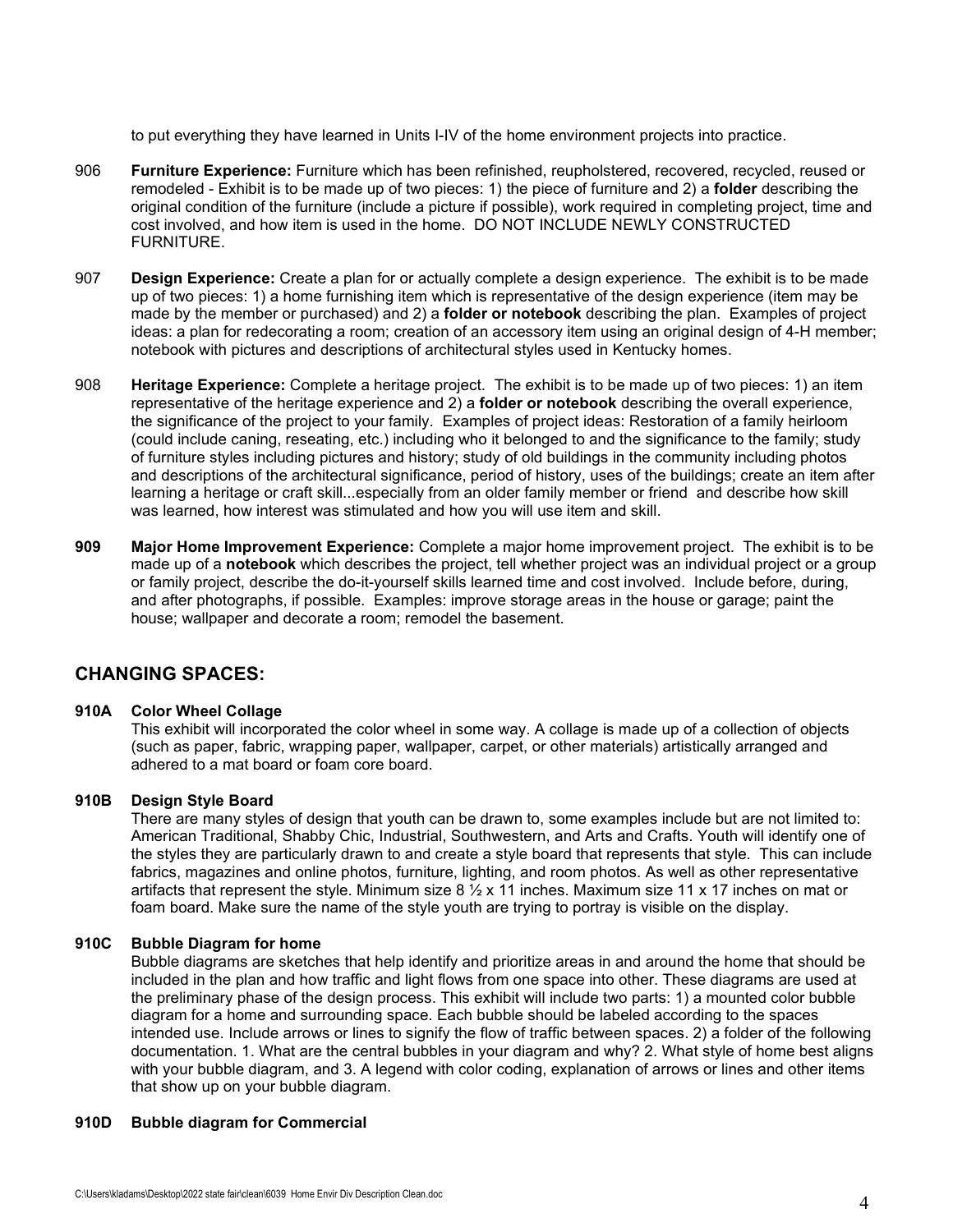to put everything they have learned in Units I-IV of the home environment projects into practice.

906 **Furniture Experience:** Furniture which has been refinished, reupholstered, recovered, recycled, reused or remodeled - Exhibit is to be made up of two pieces: 1) the piece of furniture and 2) a **folder** describing the original condition of the furniture (include a picture if possible), work required in completing project, time and cost involved, and how item is used in the home. DO NOT INCLUDE NEWLY CONSTRUCTED FURNITURE.

907 **Design Experience:** Create a plan for or actually complete a design experience. The exhibit is to be made up of two pieces: 1) a home furnishing item which is representative of the design experience (item may be made by the member or purchased) and 2) a **folder or notebook** describing the plan. Examples of project ideas: a plan for redecorating a room; creation of an accessory item using an original design of 4-H member; notebook with pictures and descriptions of architectural styles used in Kentucky homes.

908 **Heritage Experience:** Complete a heritage project. The exhibit is to be made up of two pieces: 1) an item representative of the heritage experience and 2) a **folder or notebook** describing the overall experience, the significance of the project to your family. Examples of project ideas: Restoration of a family heirloom (could include caning, reseating, etc.) including who it belonged to and the significance to the family; study of furniture styles including pictures and history; study of old buildings in the community including photos and descriptions of the architectural significance, period of history, uses of the buildings; create an item after learning a heritage or craft skill...especially from an older family member or friend and describe how skill was learned, how interest was stimulated and how you will use item and skill.

**909** **Major Home Improvement Experience:** Complete a major home improvement project. The exhibit is to be made up of a **notebook** which describes the project, tell whether project was an individual project or a group or family project, describe the do-it-yourself skills learned time and cost involved. Include before, during, and after photographs, if possible. Examples: improve storage areas in the house or garage; paint the house; wallpaper and decorate a room; remodel the basement.

## CHANGING SPACES:

**910A Color Wheel Collage**

This exhibit will incorporated the color wheel in some way. A collage is made up of a collection of objects (such as paper, fabric, wrapping paper, wallpaper, carpet, or other materials) artistically arranged and adhered to a mat board or foam core board.

**910B Design Style Board**

There are many styles of design that youth can be drawn to, some examples include but are not limited to: American Traditional, Shabby Chic, Industrial, Southwestern, and Arts and Crafts. Youth will identify one of the styles they are particularly drawn to and create a style board that represents that style. This can include fabrics, magazines and online photos, furniture, lighting, and room photos. As well as other representative artifacts that represent the style. Minimum size 8 ½ x 11 inches. Maximum size 11 x 17 inches on mat or foam board. Make sure the name of the style youth are trying to portray is visible on the display.

**910C Bubble Diagram for home**

Bubble diagrams are sketches that help identify and prioritize areas in and around the home that should be included in the plan and how traffic and light flows from one space into other. These diagrams are used at the preliminary phase of the design process. This exhibit will include two parts: 1) a mounted color bubble diagram for a home and surrounding space. Each bubble should be labeled according to the spaces intended use. Include arrows or lines to signify the flow of traffic between spaces. 2) a folder of the following documentation. 1. What are the central bubbles in your diagram and why? 2. What style of home best aligns with your bubble diagram, and 3. A legend with color coding, explanation of arrows or lines and other items that show up on your bubble diagram.

**910D Bubble diagram for Commercial**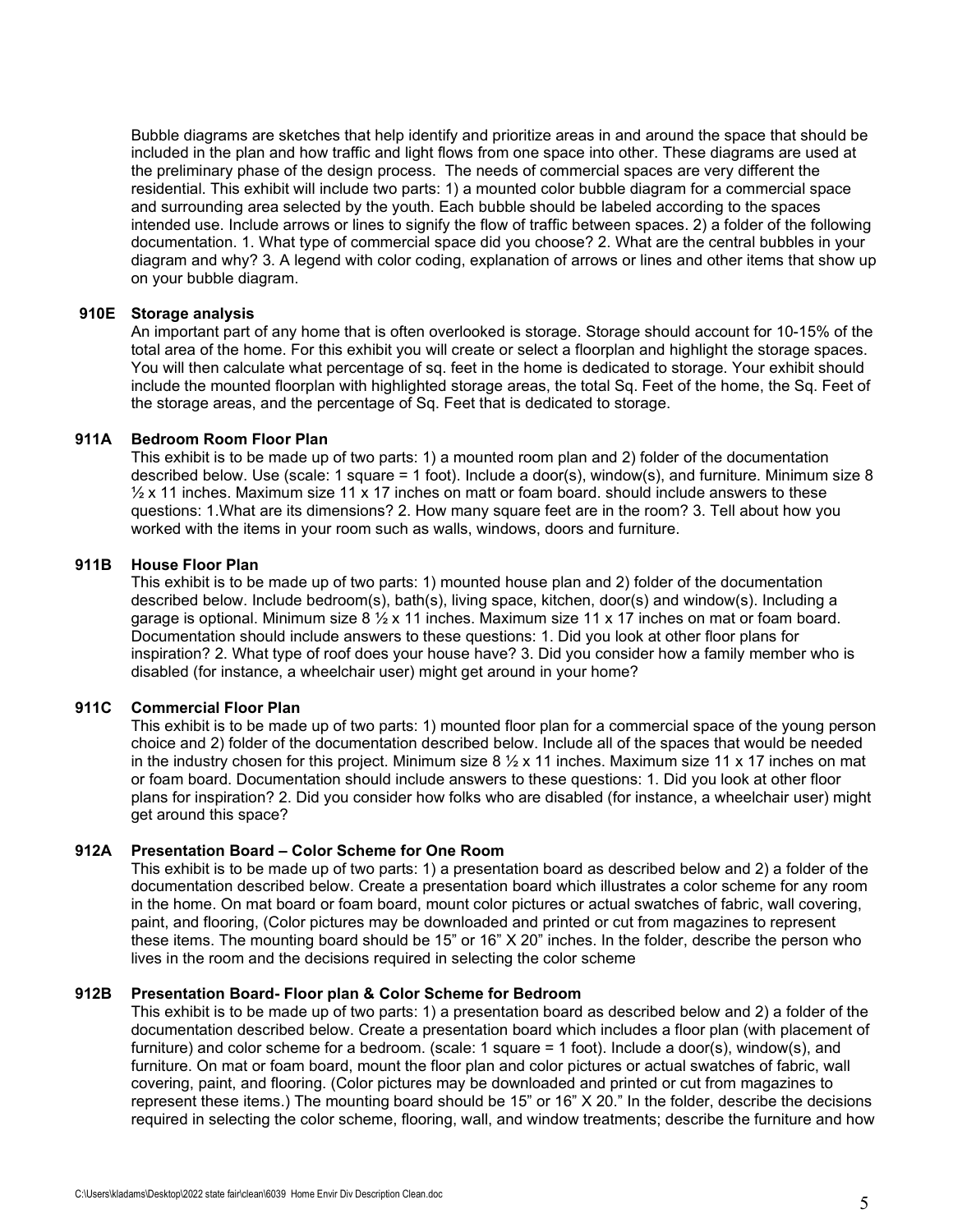Bubble diagrams are sketches that help identify and prioritize areas in and around the space that should be included in the plan and how traffic and light flows from one space into other. These diagrams are used at the preliminary phase of the design process. The needs of commercial spaces are very different the residential. This exhibit will include two parts: 1) a mounted color bubble diagram for a commercial space and surrounding area selected by the youth. Each bubble should be labeled according to the spaces intended use. Include arrows or lines to signify the flow of traffic between spaces. 2) a folder of the following documentation. 1. What type of commercial space did you choose? 2. What are the central bubbles in your diagram and why? 3. A legend with color coding, explanation of arrows or lines and other items that show up on your bubble diagram.

**910E Storage analysis**

An important part of any home that is often overlooked is storage. Storage should account for 10-15% of the total area of the home. For this exhibit you will create or select a floorplan and highlight the storage spaces. You will then calculate what percentage of sq. feet in the home is dedicated to storage. Your exhibit should include the mounted floorplan with highlighted storage areas, the total Sq. Feet of the home, the Sq. Feet of the storage areas, and the percentage of Sq. Feet that is dedicated to storage.

**911A Bedroom Room Floor Plan**

This exhibit is to be made up of two parts: 1) a mounted room plan and 2) folder of the documentation described below. Use (scale: 1 square = 1 foot). Include a door(s), window(s), and furniture. Minimum size 8 ½ x 11 inches. Maximum size 11 x 17 inches on matt or foam board. should include answers to these questions: 1.What are its dimensions? 2. How many square feet are in the room? 3. Tell about how you worked with the items in your room such as walls, windows, doors and furniture.

**911B House Floor Plan**

This exhibit is to be made up of two parts: 1) mounted house plan and 2) folder of the documentation described below. Include bedroom(s), bath(s), living space, kitchen, door(s) and window(s). Including a garage is optional. Minimum size 8 ½ x 11 inches. Maximum size 11 x 17 inches on mat or foam board. Documentation should include answers to these questions: 1. Did you look at other floor plans for inspiration? 2. What type of roof does your house have? 3. Did you consider how a family member who is disabled (for instance, a wheelchair user) might get around in your home?

**911C Commercial Floor Plan**

This exhibit is to be made up of two parts: 1) mounted floor plan for a commercial space of the young person choice and 2) folder of the documentation described below. Include all of the spaces that would be needed in the industry chosen for this project. Minimum size 8 ½ x 11 inches. Maximum size 11 x 17 inches on mat or foam board. Documentation should include answers to these questions: 1. Did you look at other floor plans for inspiration? 2. Did you consider how folks who are disabled (for instance, a wheelchair user) might get around this space?

**912A Presentation Board – Color Scheme for One Room**

This exhibit is to be made up of two parts: 1) a presentation board as described below and 2) a folder of the documentation described below. Create a presentation board which illustrates a color scheme for any room in the home. On mat board or foam board, mount color pictures or actual swatches of fabric, wall covering, paint, and flooring, (Color pictures may be downloaded and printed or cut from magazines to represent these items. The mounting board should be 15" or 16" X 20" inches. In the folder, describe the person who lives in the room and the decisions required in selecting the color scheme

**912B Presentation Board- Floor plan & Color Scheme for Bedroom**

This exhibit is to be made up of two parts: 1) a presentation board as described below and 2) a folder of the documentation described below. Create a presentation board which includes a floor plan (with placement of furniture) and color scheme for a bedroom. (scale: 1 square = 1 foot). Include a door(s), window(s), and furniture. On mat or foam board, mount the floor plan and color pictures or actual swatches of fabric, wall covering, paint, and flooring. (Color pictures may be downloaded and printed or cut from magazines to represent these items.) The mounting board should be 15" or 16" X 20." In the folder, describe the decisions required in selecting the color scheme, flooring, wall, and window treatments; describe the furniture and how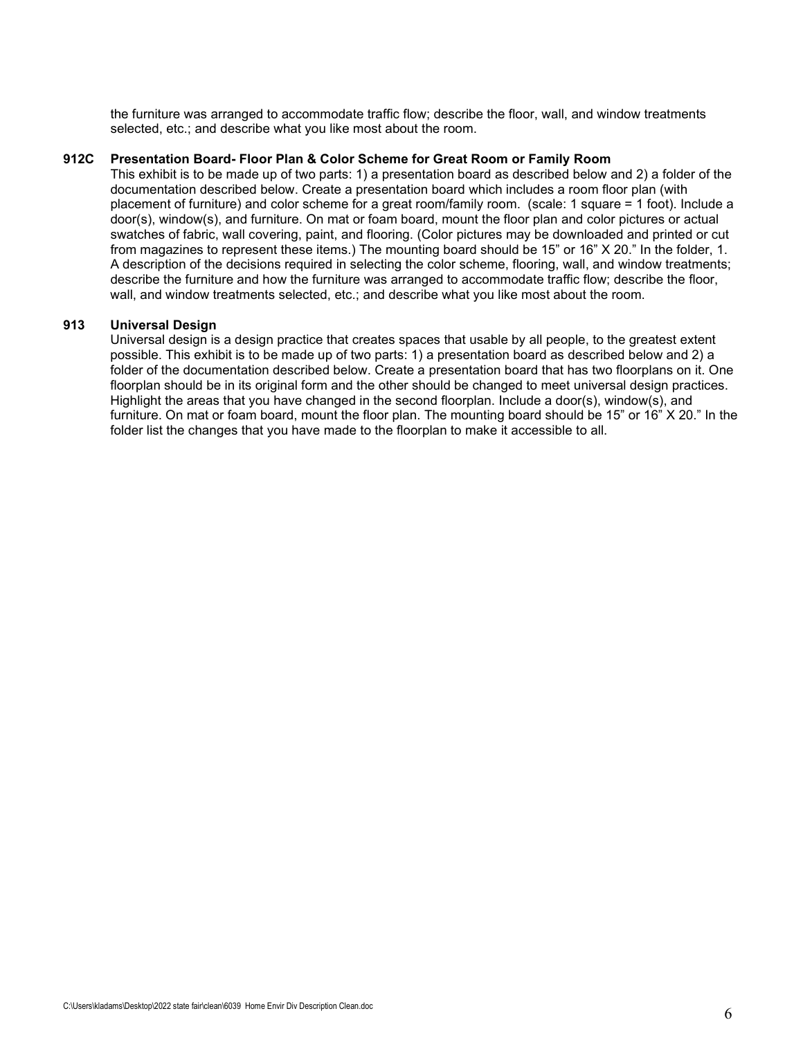the furniture was arranged to accommodate traffic flow; describe the floor, wall, and window treatments selected, etc.; and describe what you like most about the room.

**912C Presentation Board- Floor Plan & Color Scheme for Great Room or Family Room**

This exhibit is to be made up of two parts: 1) a presentation board as described below and 2) a folder of the documentation described below. Create a presentation board which includes a room floor plan (with placement of furniture) and color scheme for a great room/family room. (scale: 1 square = 1 foot). Include a door(s), window(s), and furniture. On mat or foam board, mount the floor plan and color pictures or actual swatches of fabric, wall covering, paint, and flooring. (Color pictures may be downloaded and printed or cut from magazines to represent these items.) The mounting board should be 15" or 16" X 20." In the folder, 1. A description of the decisions required in selecting the color scheme, flooring, wall, and window treatments; describe the furniture and how the furniture was arranged to accommodate traffic flow; describe the floor, wall, and window treatments selected, etc.; and describe what you like most about the room.

**913 Universal Design**

Universal design is a design practice that creates spaces that usable by all people, to the greatest extent possible. This exhibit is to be made up of two parts: 1) a presentation board as described below and 2) a folder of the documentation described below. Create a presentation board that has two floorplans on it. One floorplan should be in its original form and the other should be changed to meet universal design practices. Highlight the areas that you have changed in the second floorplan. Include a door(s), window(s), and furniture. On mat or foam board, mount the floor plan. The mounting board should be 15" or 16" X 20." In the folder list the changes that you have made to the floorplan to make it accessible to all.